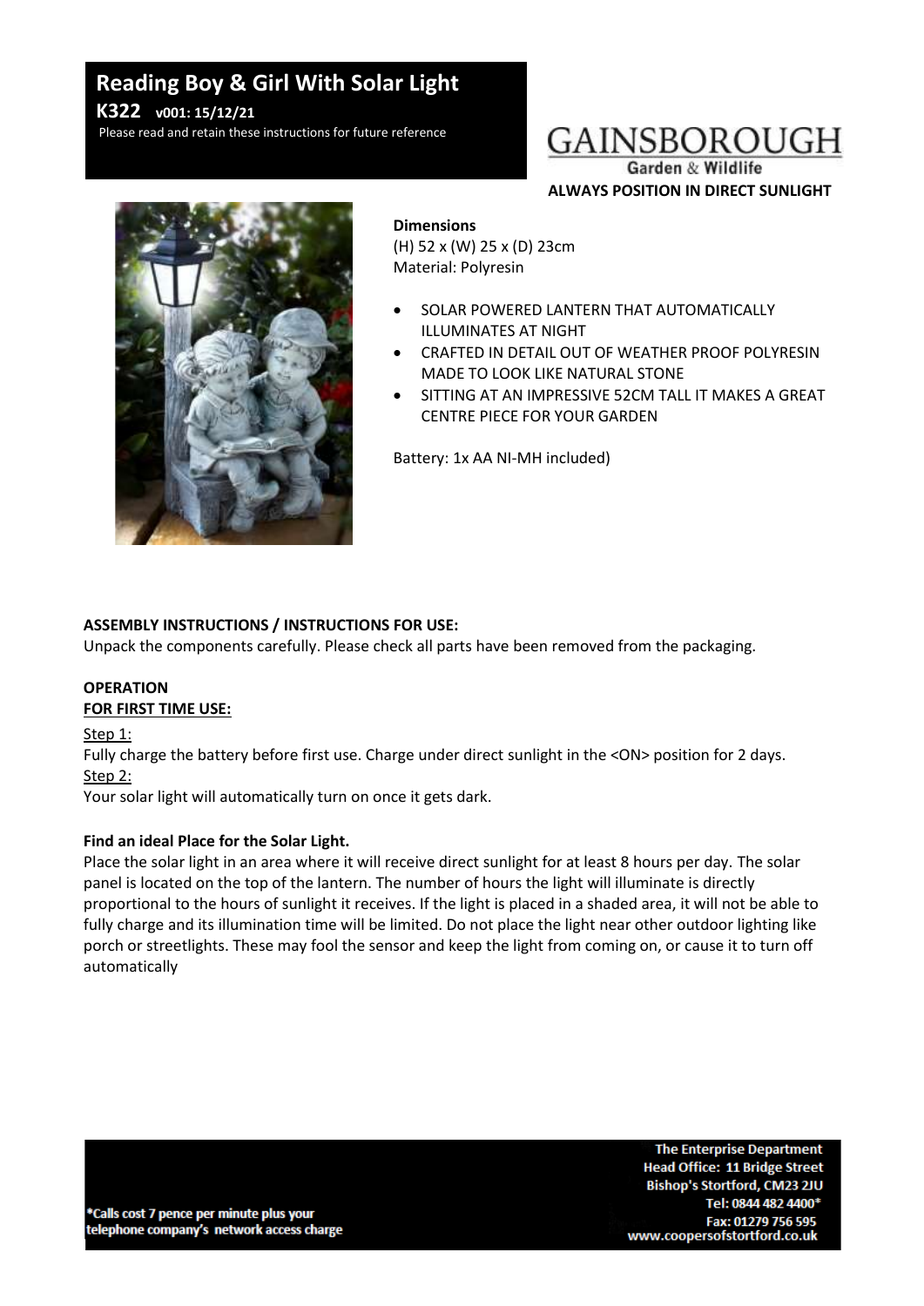# Reading Boy & Girl With Solar Light

**K322 v001: 15/12/21**

Please read and retain these instructions for future reference

GAINSBOROUGH
Garden & Wildlife

**ALWAYS POSITION IN DIRECT SUNLIGHT**

**Dimensions**
(H) 52 x (W) 25 x (D) 23cm
Material: Polyresin

- SOLAR POWERED LANTERN THAT AUTOMATICALLY ILLUMINATES AT NIGHT
- CRAFTED IN DETAIL OUT OF WEATHER PROOF POLYRESIN MADE TO LOOK LIKE NATURAL STONE
- SITTING AT AN IMPRESSIVE 52CM TALL IT MAKES A GREAT CENTRE PIECE FOR YOUR GARDEN

Battery: 1x AA NI-MH included)

**ASSEMBLY INSTRUCTIONS / INSTRUCTIONS FOR USE:**
Unpack the components carefully. Please check all parts have been removed from the packaging.

**OPERATION**
**FOR FIRST TIME USE:**

Step 1:
Fully charge the battery before first use. Charge under direct sunlight in the <ON> position for 2 days.
Step 2:
Your solar light will automatically turn on once it gets dark.

**Find an ideal Place for the Solar Light.**
Place the solar light in an area where it will receive direct sunlight for at least 8 hours per day. The solar panel is located on the top of the lantern. The number of hours the light will illuminate is directly proportional to the hours of sunlight it receives. If the light is placed in a shaded area, it will not be able to fully charge and its illumination time will be limited. Do not place the light near other outdoor lighting like porch or streetlights. These may fool the sensor and keep the light from coming on, or cause it to turn off automatically

*Calls cost 7 pence per minute plus your telephone company's network access charge

**The Enterprise Department**
**Head Office: 11 Bridge Street**
**Bishop's Stortford, CM23 2JU**
**Tel: 0844 482 4400***
**Fax: 01279 756 595**
**www.coopersofstortford.co.uk**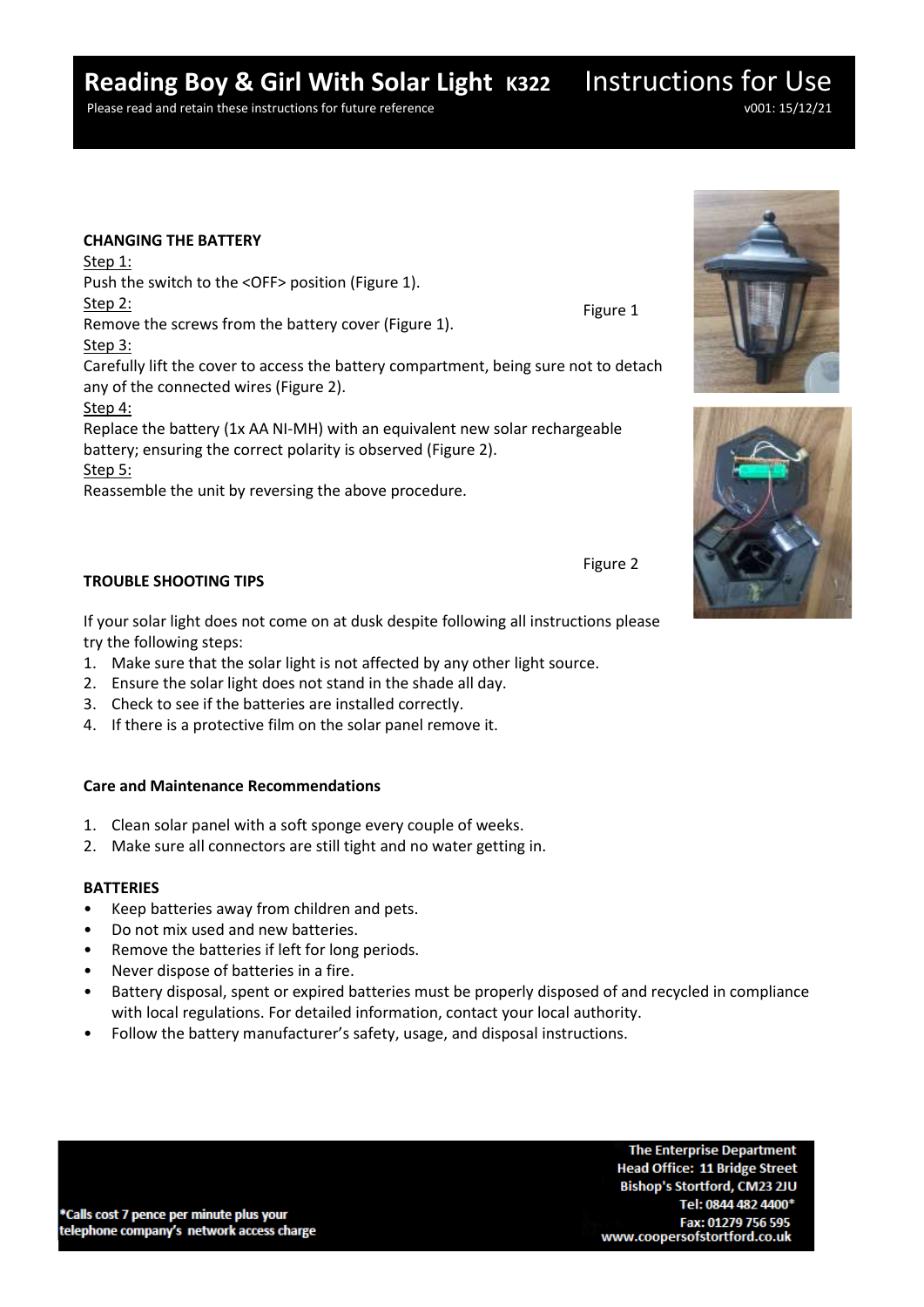# Reading Boy & Girl With Solar Light K322 Instructions for Use

Please read and retain these instructions for future reference

v001: 15/12/21

### CHANGING THE BATTERY

Step 1:
Push the switch to the <OFF> position (Figure 1).

Step 2:
Remove the screws from the battery cover (Figure 1).

Step 3:
Carefully lift the cover to access the battery compartment, being sure not to detach any of the connected wires (Figure 2).

Step 4:
Replace the battery (1x AA NI-MH) with an equivalent new solar rechargeable battery; ensuring the correct polarity is observed (Figure 2).

Step 5:
Reassemble the unit by reversing the above procedure.

Figure 1

Figure 2

### TROUBLE SHOOTING TIPS

If your solar light does not come on at dusk despite following all instructions please try the following steps:

1. Make sure that the solar light is not affected by any other light source.
2. Ensure the solar light does not stand in the shade all day.
3. Check to see if the batteries are installed correctly.
4. If there is a protective film on the solar panel remove it.

### Care and Maintenance Recommendations

1. Clean solar panel with a soft sponge every couple of weeks.
2. Make sure all connectors are still tight and no water getting in.

### BATTERIES

- Keep batteries away from children and pets.
- Do not mix used and new batteries.
- Remove the batteries if left for long periods.
- Never dispose of batteries in a fire.
- Battery disposal, spent or expired batteries must be properly disposed of and recycled in compliance with local regulations. For detailed information, contact your local authority.
- Follow the battery manufacturer's safety, usage, and disposal instructions.

*Calls cost 7 pence per minute plus your telephone company's network access charge

**The Enterprise Department**
**Head Office: 11 Bridge Street**
**Bishop's Stortford, CM23 2JU**
**Tel: 0844 482 4400***
**Fax: 01279 756 595**
**www.coopersofstortford.co.uk**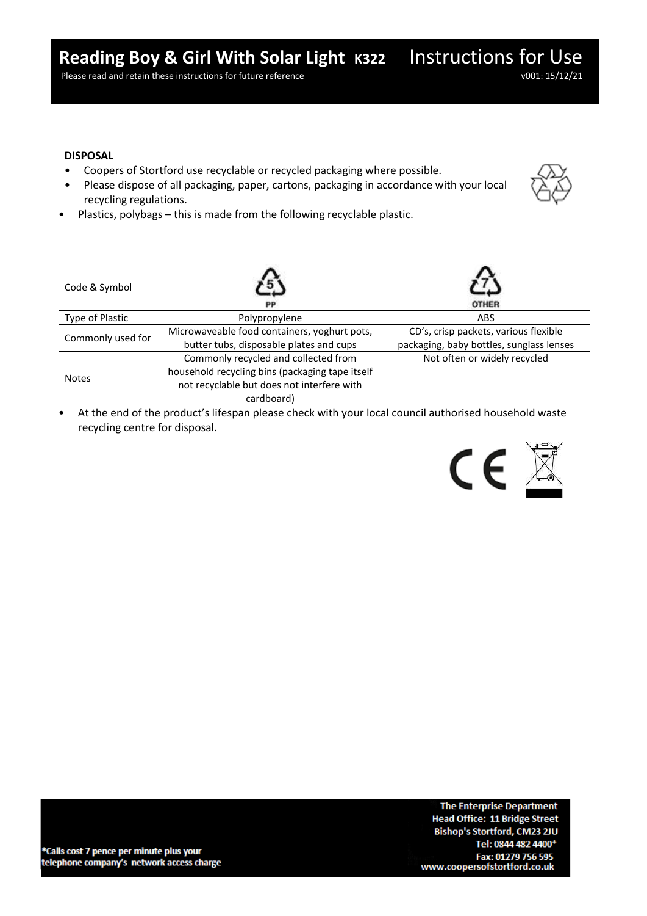**DISPOSAL**

- Coopers of Stortford use recyclable or recycled packaging where possible.
- Please dispose of all packaging, paper, cartons, packaging in accordance with your local recycling regulations.
- Plastics, polybags – this is made from the following recyclable plastic.

| Code & Symbol | 5 PP | 7 OTHER |
|---|---|---|
| Type of Plastic | Polypropylene | ABS |
| Commonly used for | Microwaveable food containers, yoghurt pots, butter tubs, disposable plates and cups | CD's, crisp packets, various flexible packaging, baby bottles, sunglass lenses |
| Notes | Commonly recycled and collected from household recycling bins (packaging tape itself not recyclable but does not interfere with cardboard) | Not often or widely recycled |

- At the end of the product's lifespan please check with your local council authorised household waste recycling centre for disposal.

*Calls cost 7 pence per minute plus your telephone company's network access charge

The Enterprise Department
Head Office: 11 Bridge Street
Bishop's Stortford, CM23 2JU
Tel: 0844 482 4400*
Fax: 01279 756 595
www.coopersofstortford.co.uk